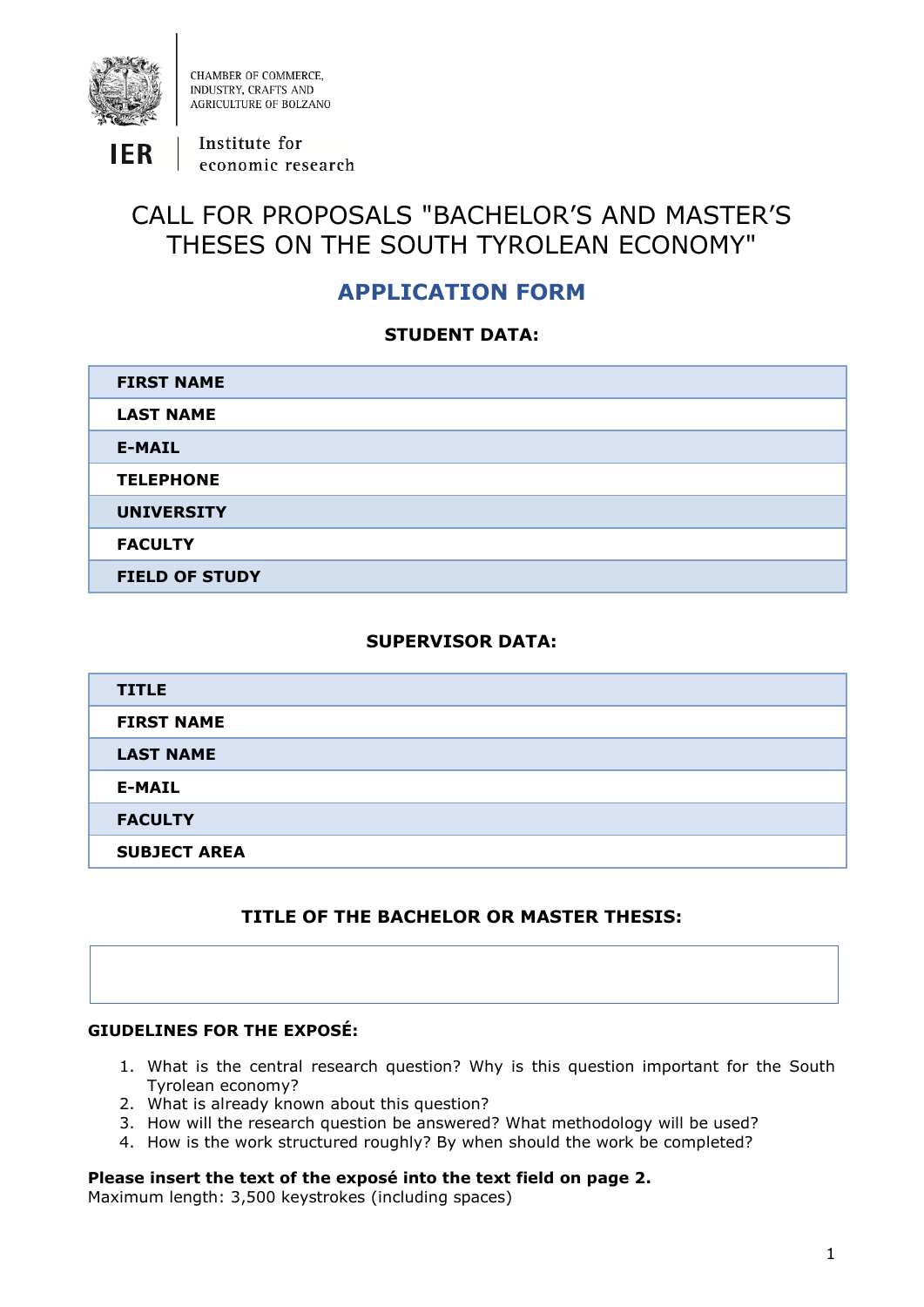CHAMBER OF COMMERCE, INDUSTRY, CRAFTS AND AGRICULTURE OF BOLZANO

IER | Institute for economic research

# CALL FOR PROPOSALS "BACHELOR'S AND MASTER'S THESES ON THE SOUTH TYROLEAN ECONOMY"

## APPLICATION FORM

### STUDENT DATA:

| | |
|---|---|
| **FIRST NAME** | |
| **LAST NAME** | |
| **E-MAIL** | |
| **TELEPHONE** | |
| **UNIVERSITY** | |
| **FACULTY** | |
| **FIELD OF STUDY** | |

### SUPERVISOR DATA:

| | |
|---|---|
| **TITLE** | |
| **FIRST NAME** | |
| **LAST NAME** | |
| **E-MAIL** | |
| **FACULTY** | |
| **SUBJECT AREA** | |

### TITLE OF THE BACHELOR OR MASTER THESIS:

| |
|---|
| |

**GIUDELINES FOR THE EXPOSÉ:**

1. What is the central research question? Why is this question important for the South Tyrolean economy?
2. What is already known about this question?
3. How will the research question be answered? What methodology will be used?
4. How is the work structured roughly? By when should the work be completed?

**Please insert the text of the exposé into the text field on page 2.**
Maximum length: 3,500 keystrokes (including spaces)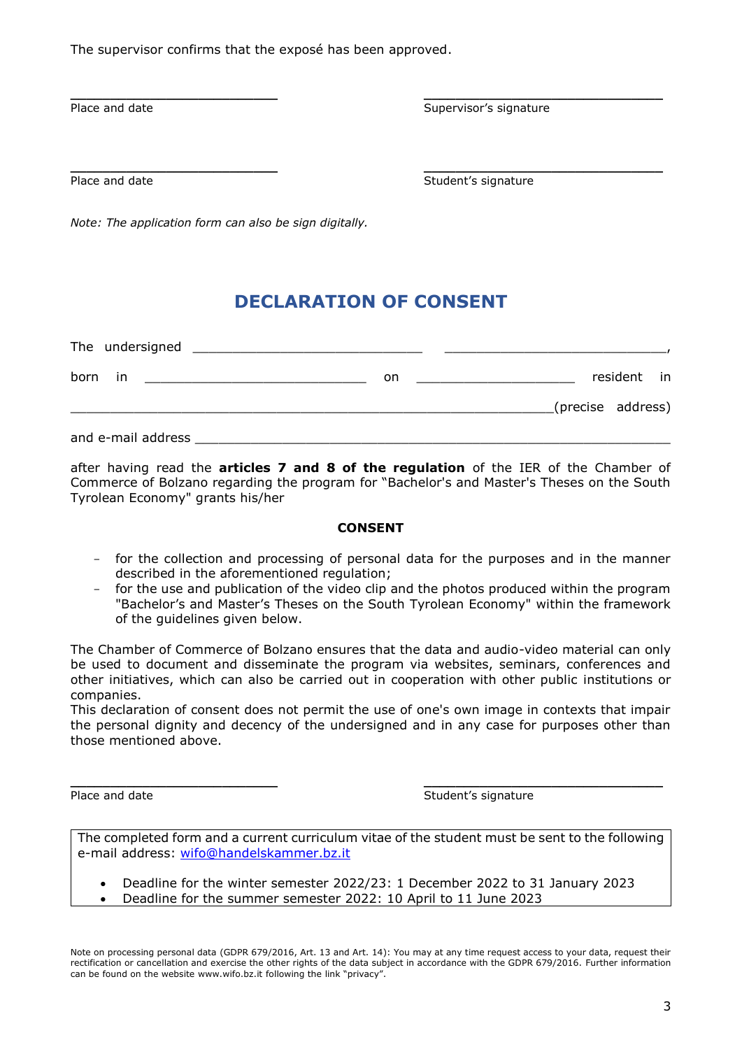The supervisor confirms that the exposé has been approved.

\_\_\_\_\_\_\_\_\_\_\_\_\_\_\_\_\_\_\_\_\_\_\_\_\_\_ \_\_\_\_\_\_\_\_\_\_\_\_\_\_\_\_\_\_\_\_\_\_\_\_\_\_\_\_\_\_\_

Place and date Supervisor's signature

\_\_\_\_\_\_\_\_\_\_\_\_\_\_\_\_\_\_\_\_\_\_\_\_\_\_ \_\_\_\_\_\_\_\_\_\_\_\_\_\_\_\_\_\_\_\_\_\_\_\_\_\_\_\_\_\_\_

Place and date Student's signature

*Note: The application form can also be sign digitally.*

## DECLARATION OF CONSENT

The undersigned \_\_\_\_\_\_\_\_\_\_\_\_\_\_\_\_\_\_\_\_\_\_\_\_\_\_\_\_\_\_ \_\_\_\_\_\_\_\_\_\_\_\_\_\_\_\_\_\_\_\_\_\_\_\_\_\_\_\_\_\_,

born in \_\_\_\_\_\_\_\_\_\_\_\_\_\_\_\_\_\_\_\_\_\_\_\_\_\_\_\_\_\_ on \_\_\_\_\_\_\_\_\_\_\_\_\_\_\_\_\_\_\_\_\_ resident in

\_\_\_\_\_\_\_\_\_\_\_\_\_\_\_\_\_\_\_\_\_\_\_\_\_\_\_\_\_\_\_\_\_\_\_\_\_\_\_\_\_\_\_\_\_\_\_\_\_\_\_\_\_\_\_\_\_\_\_\_\_\_(precise address)

and e-mail address \_\_\_\_\_\_\_\_\_\_\_\_\_\_\_\_\_\_\_\_\_\_\_\_\_\_\_\_\_\_\_\_\_\_\_\_\_\_\_\_\_\_\_\_\_\_\_\_\_\_\_\_\_\_\_\_\_\_

after having read the **articles 7 and 8 of the regulation** of the IER of the Chamber of Commerce of Bolzano regarding the program for "Bachelor's and Master's Theses on the South Tyrolean Economy" grants his/her

**CONSENT**

- for the collection and processing of personal data for the purposes and in the manner described in the aforementioned regulation;
- for the use and publication of the video clip and the photos produced within the program "Bachelor's and Master's Theses on the South Tyrolean Economy" within the framework of the guidelines given below.

The Chamber of Commerce of Bolzano ensures that the data and audio-video material can only be used to document and disseminate the program via websites, seminars, conferences and other initiatives, which can also be carried out in cooperation with other public institutions or companies.
This declaration of consent does not permit the use of one's own image in contexts that impair the personal dignity and decency of the undersigned and in any case for purposes other than those mentioned above.

\_\_\_\_\_\_\_\_\_\_\_\_\_\_\_\_\_\_\_\_\_\_\_\_\_\_ \_\_\_\_\_\_\_\_\_\_\_\_\_\_\_\_\_\_\_\_\_\_\_\_\_\_\_\_\_\_\_

Place and date Student's signature

The completed form and a current curriculum vitae of the student must be sent to the following e-mail address: wifo@handelskammer.bz.it

- Deadline for the winter semester 2022/23: 1 December 2022 to 31 January 2023
- Deadline for the summer semester 2022: 10 April to 11 June 2023

Note on processing personal data (GDPR 679/2016, Art. 13 and Art. 14): You may at any time request access to your data, request their rectification or cancellation and exercise the other rights of the data subject in accordance with the GDPR 679/2016. Further information can be found on the website www.wifo.bz.it following the link "privacy".